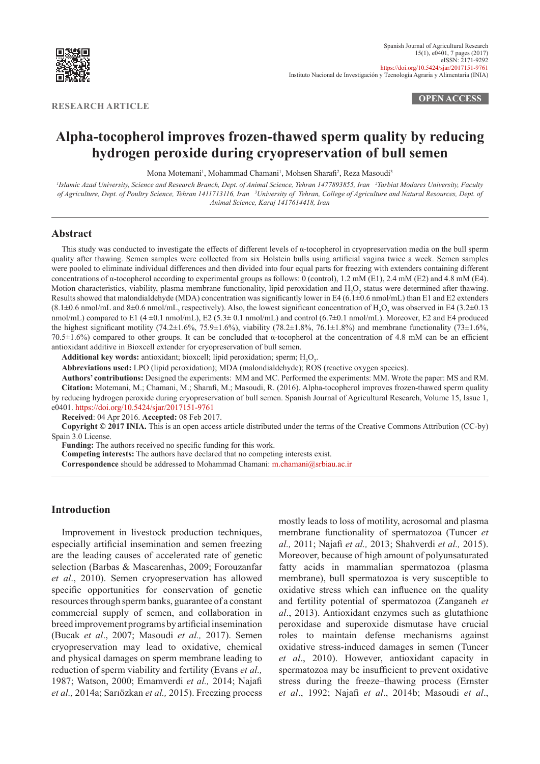RESEARCH ARTICLE

OPEN ACCESS

# Alpha-tocopherol improves frozen-thawed sperm quality by reducing hydrogen peroxide during cryopreservation of bull semen

Mona Motemani[1], Mohammad Chamani[1], Mohsen Sharafi[2], Reza Masoudi[3]

[1]Islamic Azad University, Science and Research Branch, Dept. of Animal Science, Tehran 1477893855, Iran [2]Tarbiat Modares University, Faculty of Agriculture, Dept. of Poultry Science, Tehran 1411713116, Iran [3]University of Tehran, College of Agriculture and Natural Resources, Dept. of Animal Science, Karaj 1417614418, Iran

## Abstract

This study was conducted to investigate the effects of different levels of α-tocopherol in cryopreservation media on the bull sperm quality after thawing. Semen samples were collected from six Holstein bulls using artificial vagina twice a week. Semen samples were pooled to eliminate individual differences and then divided into four equal parts for freezing with extenders containing different concentrations of α-tocopherol according to experimental groups as follows: 0 (control), 1.2 mM (E1), 2.4 mM (E2) and 4.8 mM (E4). Motion characteristics, viability, plasma membrane functionality, lipid peroxidation and $H_2O_2$ status were determined after thawing. Results showed that malondialdehyde (MDA) concentration was significantly lower in E4 (6.1±0.6 nmol/mL) than E1 and E2 extenders (8.1±0.6 nmol/mL and 8±0.6 nmol/mL, respectively). Also, the lowest significant concentration of $H_2O_2$ was observed in E4 (3.2±0.13 nmol/mL) compared to E1 (4 ±0.1 nmol/mL), E2 (5.3± 0.1 nmol/mL) and control (6.7±0.1 nmol/mL). Moreover, E2 and E4 produced the highest significant motility (74.2±1.6%, 75.9±1.6%), viability (78.2±1.8%, 76.1±1.8%) and membrane functionality (73±1.6%, 70.5±1.6%) compared to other groups. It can be concluded that α-tocopherol at the concentration of 4.8 mM can be an efficient antioxidant additive in Bioxcell extender for cryopreservation of bull semen.

**Additional key words:** antioxidant; bioxcell; lipid peroxidation; sperm; $H_2O_2$.

**Abbreviations used:** LPO (lipid peroxidation); MDA (malondialdehyde); ROS (reactive oxygen species).

**Authors' contributions:** Designed the experiments: MM and MC. Performed the experiments: MM. Wrote the paper: MS and RM.

**Citation:** Motemani, M.; Chamani, M.; Sharafi, M.; Masoudi, R. (2016). Alpha-tocopherol improves frozen-thawed sperm quality by reducing hydrogen peroxide during cryopreservation of bull semen. Spanish Journal of Agricultural Research, Volume 15, Issue 1, e0401. https://doi.org/10.5424/sjar/2017151-9761

**Received**: 04 Apr 2016. **Accepted:** 08 Feb 2017.

**Copyright © 2017 INIA.** This is an open access article distributed under the terms of the Creative Commons Attribution (CC-by) Spain 3.0 License.

**Funding:** The authors received no specific funding for this work.

**Competing interests:** The authors have declared that no competing interests exist.

**Correspondence** should be addressed to Mohammad Chamani: m.chamani@srbiau.ac.ir

## Introduction

Improvement in livestock production techniques, especially artificial insemination and semen freezing are the leading causes of accelerated rate of genetic selection (Barbas & Mascarenhas, 2009; Forouzanfar *et al*., 2010). Semen cryopreservation has allowed specific opportunities for conservation of genetic resources through sperm banks, guarantee of a constant commercial supply of semen, and collaboration in breed improvement programs by artificial insemination (Bucak *et al*., 2007; Masoudi *et al.,* 2017). Semen cryopreservation may lead to oxidative, chemical and physical damages on sperm membrane leading to reduction of sperm viability and fertility (Evans *et al.,* 1987; Watson, 2000; Emamverdi *et al.,* 2014; Najafi *et al.,* 2014a; Sarıözkan *et al.,* 2015). Freezing process mostly leads to loss of motility, acrosomal and plasma membrane functionality of spermatozoa (Tuncer *et al.,* 2011; Najafi *et al.,* 2013; Shahverdi *et al.,* 2015). Moreover, because of high amount of polyunsaturated fatty acids in mammalian spermatozoa (plasma membrane), bull spermatozoa is very susceptible to oxidative stress which can influence on the quality and fertility potential of spermatozoa (Zanganeh *et al*., 2013). Antioxidant enzymes such as glutathione peroxidase and superoxide dismutase have crucial roles to maintain defense mechanisms against oxidative stress-induced damages in semen (Tuncer *et al*., 2010). However, antioxidant capacity in spermatozoa may be insufficient to prevent oxidative stress during the freeze–thawing process (Ernster *et al*., 1992; Najafi *et al*., 2014b; Masoudi *et al*.,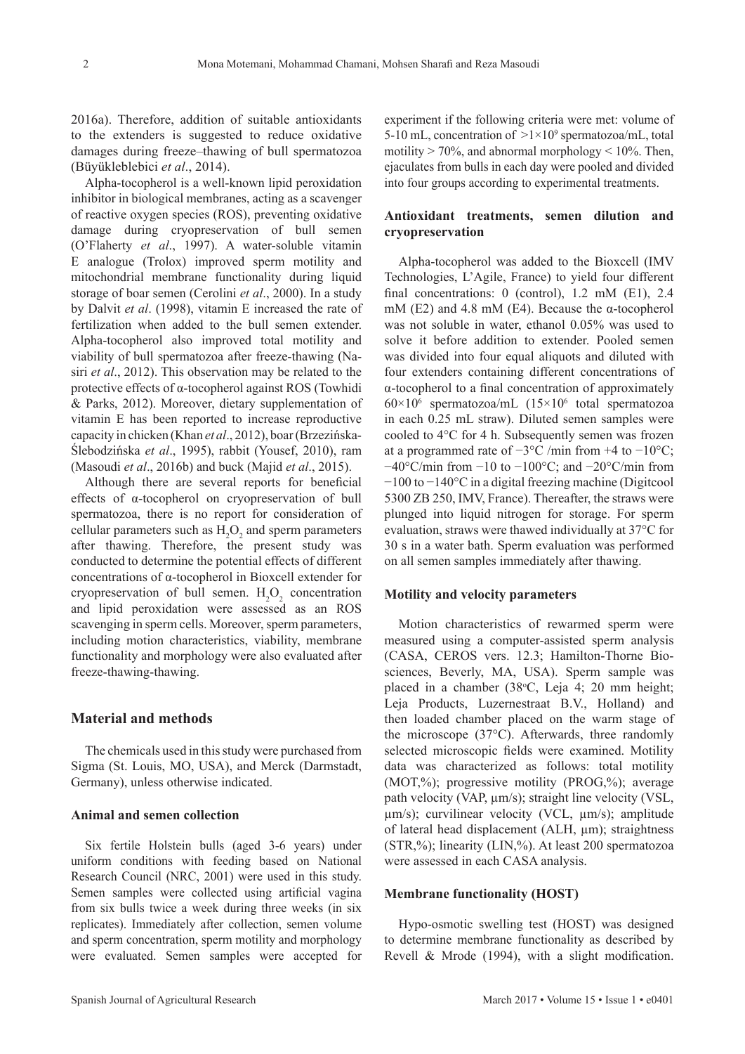2016a). Therefore, addition of suitable antioxidants to the extenders is suggested to reduce oxidative damages during freeze–thawing of bull spermatozoa (Büyükleblebici *et al*., 2014).

Alpha-tocopherol is a well-known lipid peroxidation inhibitor in biological membranes, acting as a scavenger of reactive oxygen species (ROS), preventing oxidative damage during cryopreservation of bull semen (O'Flaherty *et al*., 1997). A water-soluble vitamin E analogue (Trolox) improved sperm motility and mitochondrial membrane functionality during liquid storage of boar semen (Cerolini *et al*., 2000). In a study by Dalvit *et al*. (1998), vitamin E increased the rate of fertilization when added to the bull semen extender. Alpha-tocopherol also improved total motility and viability of bull spermatozoa after freeze-thawing (Nasiri *et al*., 2012). This observation may be related to the protective effects of α-tocopherol against ROS (Towhidi & Parks, 2012). Moreover, dietary supplementation of vitamin E has been reported to increase reproductive capacity in chicken (Khan *et al*., 2012), boar (Brzezińska-Ślebodzińska *et al*., 1995), rabbit (Yousef, 2010), ram (Masoudi *et al*., 2016b) and buck (Majid *et al*., 2015).

Although there are several reports for beneficial effects of α-tocopherol on cryopreservation of bull spermatozoa, there is no report for consideration of cellular parameters such as $H_2O_2$ and sperm parameters after thawing. Therefore, the present study was conducted to determine the potential effects of different concentrations of α-tocopherol in Bioxcell extender for cryopreservation of bull semen. $H_2O_2$ concentration and lipid peroxidation were assessed as an ROS scavenging in sperm cells. Moreover, sperm parameters, including motion characteristics, viability, membrane functionality and morphology were also evaluated after freeze-thawing-thawing.

## Material and methods

The chemicals used in this study were purchased from Sigma (St. Louis, MO, USA), and Merck (Darmstadt, Germany), unless otherwise indicated.

### Animal and semen collection

Six fertile Holstein bulls (aged 3-6 years) under uniform conditions with feeding based on National Research Council (NRC, 2001) were used in this study. Semen samples were collected using artificial vagina from six bulls twice a week during three weeks (in six replicates). Immediately after collection, semen volume and sperm concentration, sperm motility and morphology were evaluated. Semen samples were accepted for experiment if the following criteria were met: volume of 5-10 mL, concentration of $>1\times10^9$ spermatozoa/mL, total motility > 70%, and abnormal morphology < 10%. Then, ejaculates from bulls in each day were pooled and divided into four groups according to experimental treatments.

### Antioxidant treatments, semen dilution and cryopreservation

Alpha-tocopherol was added to the Bioxcell (IMV Technologies, L'Agile, France) to yield four different final concentrations: 0 (control), 1.2 mM (E1), 2.4 mM (E2) and 4.8 mM (E4). Because the α-tocopherol was not soluble in water, ethanol 0.05% was used to solve it before addition to extender. Pooled semen was divided into four equal aliquots and diluted with four extenders containing different concentrations of α-tocopherol to a final concentration of approximately $60\times10^6$ spermatozoa/mL ($15\times10^6$ total spermatozoa in each 0.25 mL straw). Diluted semen samples were cooled to 4°C for 4 h. Subsequently semen was frozen at a programmed rate of −3°C /min from +4 to −10°C; −40°C/min from −10 to −100°C; and −20°C/min from −100 to −140°C in a digital freezing machine (Digitcool 5300 ZB 250, IMV, France). Thereafter, the straws were plunged into liquid nitrogen for storage. For sperm evaluation, straws were thawed individually at 37°C for 30 s in a water bath. Sperm evaluation was performed on all semen samples immediately after thawing.

### Motility and velocity parameters

Motion characteristics of rewarmed sperm were measured using a computer-assisted sperm analysis (CASA, CEROS vers. 12.3; Hamilton-Thorne Biosciences, Beverly, MA, USA). Sperm sample was placed in a chamber (38ºC, Leja 4; 20 mm height; Leja Products, Luzernestraat B.V., Holland) and then loaded chamber placed on the warm stage of the microscope (37°C). Afterwards, three randomly selected microscopic fields were examined. Motility data was characterized as follows: total motility (MOT,%); progressive motility (PROG,%); average path velocity (VAP, µm/s); straight line velocity (VSL, µm/s); curvilinear velocity (VCL, µm/s); amplitude of lateral head displacement (ALH, µm); straightness (STR,%); linearity (LIN,%). At least 200 spermatozoa were assessed in each CASA analysis.

### Membrane functionality (HOST)

Hypo-osmotic swelling test (HOST) was designed to determine membrane functionality as described by Revell & Mrode (1994), with a slight modification.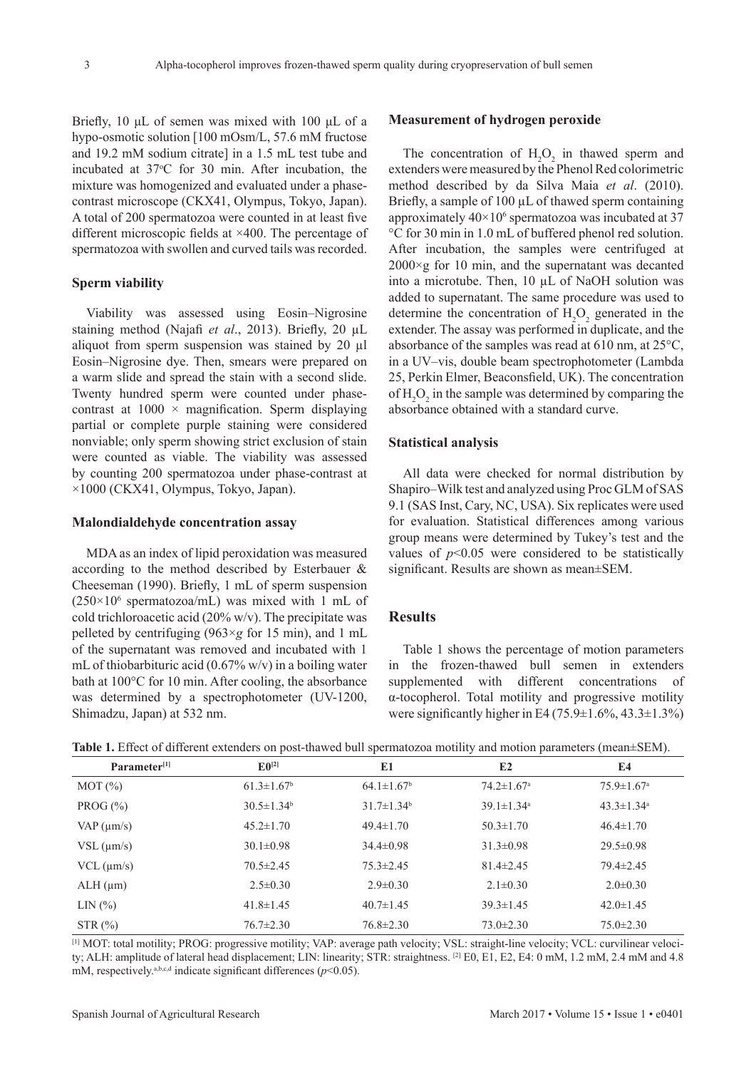Briefly, 10 μL of semen was mixed with 100 μL of a hypo-osmotic solution [100 mOsm/L, 57.6 mM fructose and 19.2 mM sodium citrate] in a 1.5 mL test tube and incubated at 37°C for 30 min. After incubation, the mixture was homogenized and evaluated under a phase-contrast microscope (CKX41, Olympus, Tokyo, Japan). A total of 200 spermatozoa were counted in at least five different microscopic fields at ×400. The percentage of spermatozoa with swollen and curved tails was recorded.

### Sperm viability

Viability was assessed using Eosin–Nigrosine staining method (Najafi *et al*., 2013). Briefly, 20 μL aliquot from sperm suspension was stained by 20 μl Eosin–Nigrosine dye. Then, smears were prepared on a warm slide and spread the stain with a second slide. Twenty hundred sperm were counted under phase-contrast at 1000 × magnification. Sperm displaying partial or complete purple staining were considered nonviable; only sperm showing strict exclusion of stain were counted as viable. The viability was assessed by counting 200 spermatozoa under phase-contrast at ×1000 (CKX41, Olympus, Tokyo, Japan).

### Malondialdehyde concentration assay

MDA as an index of lipid peroxidation was measured according to the method described by Esterbauer & Cheeseman (1990). Briefly, 1 mL of sperm suspension ($250\times10^6$ spermatozoa/mL) was mixed with 1 mL of cold trichloroacetic acid (20% w/v). The precipitate was pelleted by centrifuging (963×*g* for 15 min), and 1 mL of the supernatant was removed and incubated with 1 mL of thiobarbituric acid (0.67% w/v) in a boiling water bath at 100°C for 10 min. After cooling, the absorbance was determined by a spectrophotometer (UV-1200, Shimadzu, Japan) at 532 nm.

### Measurement of hydrogen peroxide

The concentration of $H_2O_2$ in thawed sperm and extenders were measured by the Phenol Red colorimetric method described by da Silva Maia *et al*. (2010). Briefly, a sample of 100 μL of thawed sperm containing approximately $40\times10^6$ spermatozoa was incubated at 37 °C for 30 min in 1.0 mL of buffered phenol red solution. After incubation, the samples were centrifuged at 2000×g for 10 min, and the supernatant was decanted into a microtube. Then, 10 μL of NaOH solution was added to supernatant. The same procedure was used to determine the concentration of $H_2O_2$ generated in the extender. The assay was performed in duplicate, and the absorbance of the samples was read at 610 nm, at 25°C, in a UV–vis, double beam spectrophotometer (Lambda 25, Perkin Elmer, Beaconsfield, UK). The concentration of $H_2O_2$ in the sample was determined by comparing the absorbance obtained with a standard curve.

### Statistical analysis

All data were checked for normal distribution by Shapiro–Wilk test and analyzed using Proc GLM of SAS 9.1 (SAS Inst, Cary, NC, USA). Six replicates were used for evaluation. Statistical differences among various group means were determined by Tukey's test and the values of $p<0.05$ were considered to be statistically significant. Results are shown as mean±SEM.

## Results

Table 1 shows the percentage of motion parameters in the frozen-thawed bull semen in extenders supplemented with different concentrations of α-tocopherol. Total motility and progressive motility were significantly higher in E4 (75.9±1.6%, 43.3±1.3%)

**Table 1.** Effect of different extenders on post-thawed bull spermatozoa motility and motion parameters (mean±SEM).

| Parameter[1] | E0[2] | E1 | E2 | E4 |
|---|---|---|---|---|
| MOT (%) | 61.3±1.67[b] | 64.1±1.67[b] | 74.2±1.67[a] | 75.9±1.67[a] |
| PROG (%) | 30.5±1.34[b] | 31.7±1.34[b] | 39.1±1.34[a] | 43.3±1.34[a] |
| VAP (μm/s) | 45.2±1.70 | 49.4±1.70 | 50.3±1.70 | 46.4±1.70 |
| VSL (μm/s) | 30.1±0.98 | 34.4±0.98 | 31.3±0.98 | 29.5±0.98 |
| VCL (μm/s) | 70.5±2.45 | 75.3±2.45 | 81.4±2.45 | 79.4±2.45 |
| ALH (μm) | 2.5±0.30 | 2.9±0.30 | 2.1±0.30 | 2.0±0.30 |
| LIN (%) | 41.8±1.45 | 40.7±1.45 | 39.3±1.45 | 42.0±1.45 |
| STR (%) | 76.7±2.30 | 76.8±2.30 | 73.0±2.30 | 75.0±2.30 |

[1] MOT: total motility; PROG: progressive motility; VAP: average path velocity; VSL: straight-line velocity; VCL: curvilinear velocity; ALH: amplitude of lateral head displacement; LIN: linearity; STR: straightness. [2] E0, E1, E2, E4: 0 mM, 1.2 mM, 2.4 mM and 4.8 mM, respectively.[a,b,c,d] indicate significant differences ($p<0.05$).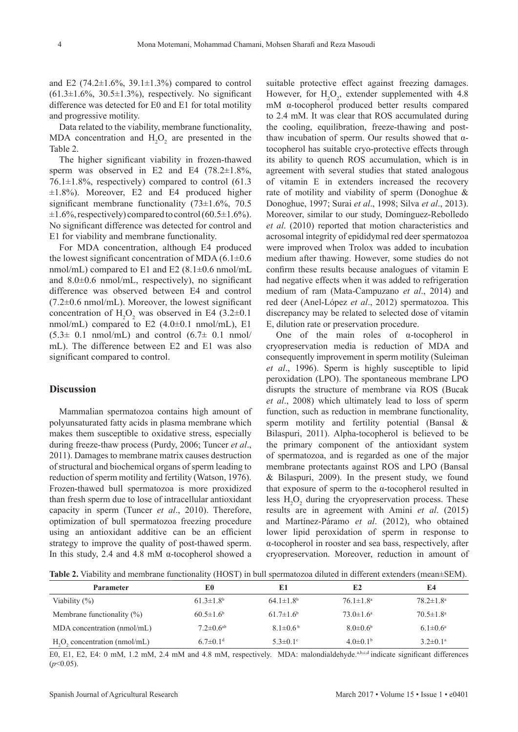and E2 (74.2±1.6%, 39.1±1.3%) compared to control (61.3±1.6%, 30.5±1.3%), respectively. No significant difference was detected for E0 and E1 for total motility and progressive motility.

Data related to the viability, membrane functionality, MDA concentration and $H_2O_2$ are presented in the Table 2.

The higher significant viability in frozen-thawed sperm was observed in E2 and E4 (78.2±1.8%, 76.1±1.8%, respectively) compared to control (61.3 ±1.8%). Moreover, E2 and E4 produced higher significant membrane functionality (73±1.6%, 70.5 ±1.6%, respectively) compared to control (60.5±1.6%). No significant difference was detected for control and E1 for viability and membrane functionality.

For MDA concentration, although E4 produced the lowest significant concentration of MDA (6.1±0.6 nmol/mL) compared to E1 and E2 (8.1±0.6 nmol/mL and 8.0±0.6 nmol/mL, respectively), no significant difference was observed between E4 and control (7.2±0.6 nmol/mL). Moreover, the lowest significant concentration of $H_2O_2$ was observed in E4 (3.2±0.1 nmol/mL) compared to E2 (4.0±0.1 nmol/mL), E1 (5.3± 0.1 nmol/mL) and control (6.7± 0.1 nmol/mL). The difference between E2 and E1 was also significant compared to control.

## Discussion

Mammalian spermatozoa contains high amount of polyunsaturated fatty acids in plasma membrane which makes them susceptible to oxidative stress, especially during freeze-thaw process (Purdy, 2006; Tuncer *et al*., 2011). Damages to membrane matrix causes destruction of structural and biochemical organs of sperm leading to reduction of sperm motility and fertility (Watson, 1976). Frozen-thawed bull spermatozoa is more proxidized than fresh sperm due to lose of intracellular antioxidant capacity in sperm (Tuncer *et al*., 2010). Therefore, optimization of bull spermatozoa freezing procedure using an antioxidant additive can be an efficient strategy to improve the quality of post-thawed sperm. In this study, 2.4 and 4.8 mM α-tocopherol showed a suitable protective effect against freezing damages. However, for $H_2O_2$, extender supplemented with 4.8 mM α-tocopherol produced better results compared to 2.4 mM. It was clear that ROS accumulated during the cooling, equilibration, freeze-thawing and post-thaw incubation of sperm. Our results showed that α-tocopherol has suitable cryo-protective effects through its ability to quench ROS accumulation, which is in agreement with several studies that stated analogous of vitamin E in extenders increased the recovery rate of motility and viability of sperm (Donoghue & Donoghue, 1997; Surai *et al*., 1998; Silva *et al*., 2013). Moreover, similar to our study, Domínguez-Rebolledo *et al*. (2010) reported that motion characteristics and acrosomal integrity of epididymal red deer spermatozoa were improved when Trolox was added to incubation medium after thawing. However, some studies do not confirm these results because analogues of vitamin E had negative effects when it was added to refrigeration medium of ram (Mata-Campuzano *et al*., 2014) and red deer (Anel-López *et al*., 2012) spermatozoa. This discrepancy may be related to selected dose of vitamin E, dilution rate or preservation procedure.

One of the main roles of α-tocopherol in cryopreservation media is reduction of MDA and consequently improvement in sperm motility (Suleiman *et al*., 1996). Sperm is highly susceptible to lipid peroxidation (LPO). The spontaneous membrane LPO disrupts the structure of membrane via ROS (Bucak *et al*., 2008) which ultimately lead to loss of sperm function, such as reduction in membrane functionality, sperm motility and fertility potential (Bansal & Bilaspuri, 2011). Alpha-tocopherol is believed to be the primary component of the antioxidant system of spermatozoa, and is regarded as one of the major membrane protectants against ROS and LPO (Bansal & Bilaspuri, 2009). In the present study, we found that exposure of sperm to the α-tocopherol resulted in less $H_2O_2$ during the cryopreservation process. These results are in agreement with Amini *et al*. (2015) and Martínez-Páramo *et al*. (2012), who obtained lower lipid peroxidation of sperm in response to α-tocopherol in rooster and sea bass, respectively, after cryopreservation. Moreover, reduction in amount of

**Table 2.** Viability and membrane functionality (HOST) in bull spermatozoa diluted in different extenders (mean±SEM).

| Parameter | E0 | E1 | E2 | E4 |
|---|---|---|---|---|
| Viability (%) | 61.3±1.8[b] | 64.1±1.8[b] | 76.1±1.8[a] | 78.2±1.8[a] |
| Membrane functionality (%) | 60.5±1.6[b] | 61.7±1.6[b] | 73.0±1.6[a] | 70.5±1.8[a] |
| MDA concentration (nmol/mL) | 7.2±0.6[ab] | 8.1±0.6[b] | 8.0±0.6[b] | 6.1±0.6[a] |
| $H_2O_2$ concentration (nmol/mL) | 6.7±0.1[d] | 5.3±0.1[c] | 4.0±0.1[b] | 3.2±0.1[a] |

E0, E1, E2, E4: 0 mM, 1.2 mM, 2.4 mM and 4.8 mM, respectively. MDA: malondialdehyde.[a,b,c,d] indicate significant differences ($p$<0.05).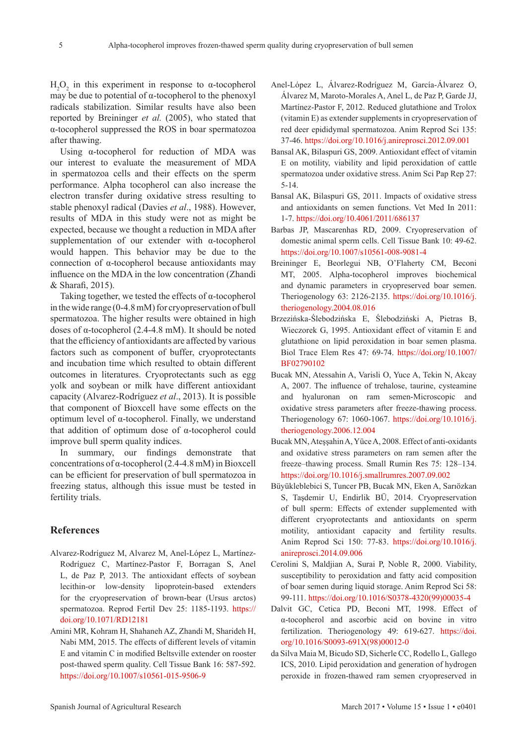$H_2O_2$ in this experiment in response to α-tocopherol may be due to potential of α-tocopherol to the phenoxyl radicals stabilization. Similar results have also been reported by Breininger *et al.* (2005), who stated that α-tocopherol suppressed the ROS in boar spermatozoa after thawing.

Using α-tocopherol for reduction of MDA was our interest to evaluate the measurement of MDA in spermatozoa cells and their effects on the sperm performance. Alpha tocopherol can also increase the electron transfer during oxidative stress resulting to stable phenoxyl radical (Davies *et al*., 1988). However, results of MDA in this study were not as might be expected, because we thought a reduction in MDA after supplementation of our extender with α-tocopherol would happen. This behavior may be due to the connection of α-tocopherol because antioxidants may influence on the MDA in the low concentration (Zhandi & Sharafi, 2015).

Taking together, we tested the effects of α-tocopherol in the wide range (0-4.8 mM) for cryopreservation of bull spermatozoa. The higher results were obtained in high doses of α-tocopherol (2.4-4.8 mM). It should be noted that the efficiency of antioxidants are affected by various factors such as component of buffer, cryoprotectants and incubation time which resulted to obtain different outcomes in literatures. Cryoprotectants such as egg yolk and soybean or milk have different antioxidant capacity (Alvarez-Rodríguez *et al*., 2013). It is possible that component of Bioxcell have some effects on the optimum level of α-tocopherol. Finally, we understand that addition of optimum dose of α-tocopherol could improve bull sperm quality indices.

In summary, our findings demonstrate that concentrations of α-tocopherol (2.4-4.8 mM) in Bioxcell can be efficient for preservation of bull spermatozoa in freezing status, although this issue must be tested in fertility trials.

## References

Alvarez-Rodríguez M, Alvarez M, Anel-López L, Martínez-Rodríguez C, Martínez-Pastor F, Borragan S, Anel L, de Paz P, 2013. The antioxidant effects of soybean lecithin-or low-density lipoprotein-based extenders for the cryopreservation of brown-bear (Ursus arctos) spermatozoa. Reprod Fertil Dev 25: 1185-1193. https://doi.org/10.1071/RD12181

Amini MR, Kohram H, Shahaneh AZ, Zhandi M, Sharideh H, Nabi MM, 2015. The effects of different levels of vitamin E and vitamin C in modified Beltsville extender on rooster post-thawed sperm quality. Cell Tissue Bank 16: 587-592. https://doi.org/10.1007/s10561-015-9506-9

Anel-López L, Álvarez-Rodríguez M, García-Álvarez O, Álvarez M, Maroto-Morales A, Anel L, de Paz P, Garde JJ, Martínez-Pastor F, 2012. Reduced glutathione and Trolox (vitamin E) as extender supplements in cryopreservation of red deer epididymal spermatozoa. Anim Reprod Sci 135: 37-46. https://doi.org/10.1016/j.anireprosci.2012.09.001

Bansal AK, Bilaspuri GS, 2009. Antioxidant effect of vitamin E on motility, viability and lipid peroxidation of cattle spermatozoa under oxidative stress. Anim Sci Pap Rep 27: 5-14.

Bansal AK, Bilaspuri GS, 2011. Impacts of oxidative stress and antioxidants on semen functions. Vet Med In 2011: 1-7. https://doi.org/10.4061/2011/686137

Barbas JP, Mascarenhas RD, 2009. Cryopreservation of domestic animal sperm cells. Cell Tissue Bank 10: 49-62. https://doi.org/10.1007/s10561-008-9081-4

Breininger E, Beorlegui NB, O'Flaherty CM, Beconi MT, 2005. Alpha-tocopherol improves biochemical and dynamic parameters in cryopreserved boar semen. Theriogenology 63: 2126-2135. https://doi.org/10.1016/j.theriogenology.2004.08.016

Brzezińska-Ślebodzińska E, Ślebodziński A, Pietras B, Wieczorek G, 1995. Antioxidant effect of vitamin E and glutathione on lipid peroxidation in boar semen plasma. Biol Trace Elem Res 47: 69-74. https://doi.org/10.1007/BF02790102

Bucak MN, Atessahin A, Varisli O, Yuce A, Tekin N, Akcay A, 2007. The influence of trehalose, taurine, cysteamine and hyaluronan on ram semen-Microscopic and oxidative stress parameters after freeze-thawing process. Theriogenology 67: 1060-1067. https://doi.org/10.1016/j.theriogenology.2006.12.004

Bucak MN, Ateşşahin A, Yüce A, 2008. Effect of anti-oxidants and oxidative stress parameters on ram semen after the freeze–thawing process. Small Rumin Res 75: 128–134. https://doi.org/10.1016/j.smallrumres.2007.09.002

Büyükleblebici S, Tuncer PB, Bucak MN, Eken A, Sarıözkan S, Taşdemir U, Endirlik BÜ, 2014. Cryopreservation of bull sperm: Effects of extender supplemented with different cryoprotectants and antioxidants on sperm motility, antioxidant capacity and fertility results. Anim Reprod Sci 150: 77-83. https://doi.org/10.1016/j.anireprosci.2014.09.006

Cerolini S, Maldjian A, Surai P, Noble R, 2000. Viability, susceptibility to peroxidation and fatty acid composition of boar semen during liquid storage. Anim Reprod Sci 58: 99-111. https://doi.org/10.1016/S0378-4320(99)00035-4

Dalvit GC, Cetica PD, Beconi MT, 1998. Effect of α-tocopherol and ascorbic acid on bovine in vitro fertilization. Theriogenology 49: 619-627. https://doi.org/10.1016/S0093-691X(98)00012-0

da Silva Maia M, Bicudo SD, Sicherle CC, Rodello L, Gallego ICS, 2010. Lipid peroxidation and generation of hydrogen peroxide in frozen-thawed ram semen cryopreserved in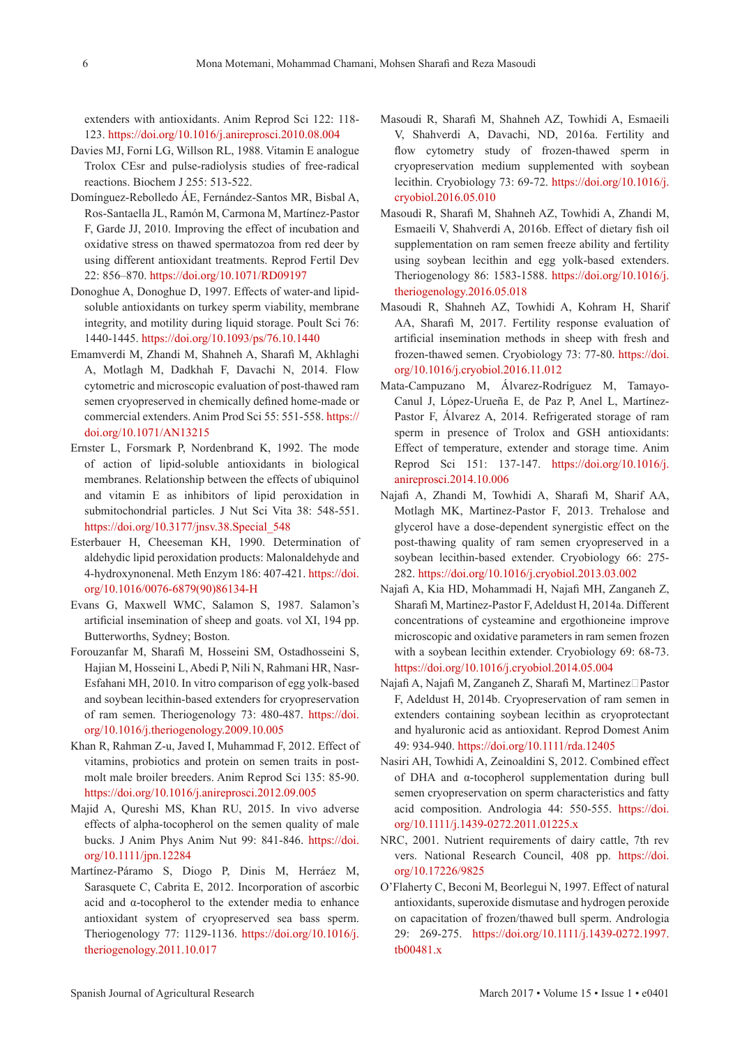extenders with antioxidants. Anim Reprod Sci 122: 118-123. https://doi.org/10.1016/j.anireprosci.2010.08.004

Davies MJ, Forni LG, Willson RL, 1988. Vitamin E analogue Trolox CEsr and pulse-radiolysis studies of free-radical reactions. Biochem J 255: 513-522.

Domínguez-Rebolledo ÁE, Fernández-Santos MR, Bisbal A, Ros-Santaella JL, Ramón M, Carmona M, Martínez-Pastor F, Garde JJ, 2010. Improving the effect of incubation and oxidative stress on thawed spermatozoa from red deer by using different antioxidant treatments. Reprod Fertil Dev 22: 856–870. https://doi.org/10.1071/RD09197

Donoghue A, Donoghue D, 1997. Effects of water-and lipid-soluble antioxidants on turkey sperm viability, membrane integrity, and motility during liquid storage. Poult Sci 76: 1440-1445. https://doi.org/10.1093/ps/76.10.1440

Emamverdi M, Zhandi M, Shahneh A, Sharafi M, Akhlaghi A, Motlagh M, Dadkhah F, Davachi N, 2014. Flow cytometric and microscopic evaluation of post-thawed ram semen cryopreserved in chemically defined home-made or commercial extenders. Anim Prod Sci 55: 551-558. https://doi.org/10.1071/AN13215

Ernster L, Forsmark P, Nordenbrand K, 1992. The mode of action of lipid-soluble antioxidants in biological membranes. Relationship between the effects of ubiquinol and vitamin E as inhibitors of lipid peroxidation in submitochondrial particles. J Nut Sci Vita 38: 548-551. https://doi.org/10.3177/jnsv.38.Special_548

Esterbauer H, Cheeseman KH, 1990. Determination of aldehydic lipid peroxidation products: Malonaldehyde and 4-hydroxynonenal. Meth Enzym 186: 407-421. https://doi.org/10.1016/0076-6879(90)86134-H

Evans G, Maxwell WMC, Salamon S, 1987. Salamon's artificial insemination of sheep and goats. vol XI, 194 pp. Butterworths, Sydney; Boston.

Forouzanfar M, Sharafi M, Hosseini SM, Ostadhosseini S, Hajian M, Hosseini L, Abedi P, Nili N, Rahmani HR, Nasr-Esfahani MH, 2010. In vitro comparison of egg yolk-based and soybean lecithin-based extenders for cryopreservation of ram semen. Theriogenology 73: 480-487. https://doi.org/10.1016/j.theriogenology.2009.10.005

Khan R, Rahman Z-u, Javed I, Muhammad F, 2012. Effect of vitamins, probiotics and protein on semen traits in post-molt male broiler breeders. Anim Reprod Sci 135: 85-90. https://doi.org/10.1016/j.anireprosci.2012.09.005

Majid A, Qureshi MS, Khan RU, 2015. In vivo adverse effects of alpha-tocopherol on the semen quality of male bucks. J Anim Phys Anim Nut 99: 841-846. https://doi.org/10.1111/jpn.12284

Martínez-Páramo S, Diogo P, Dinis M, Herráez M, Sarasquete C, Cabrita E, 2012. Incorporation of ascorbic acid and α-tocopherol to the extender media to enhance antioxidant system of cryopreserved sea bass sperm. Theriogenology 77: 1129-1136. https://doi.org/10.1016/j.theriogenology.2011.10.017

Masoudi R, Sharafi M, Shahneh AZ, Towhidi A, Esmaeili V, Shahverdi A, Davachi, ND, 2016a. Fertility and flow cytometry study of frozen-thawed sperm in cryopreservation medium supplemented with soybean lecithin. Cryobiology 73: 69-72. https://doi.org/10.1016/j.cryobiol.2016.05.010

Masoudi R, Sharafi M, Shahneh AZ, Towhidi A, Zhandi M, Esmaeili V, Shahverdi A, 2016b. Effect of dietary fish oil supplementation on ram semen freeze ability and fertility using soybean lecithin and egg yolk-based extenders. Theriogenology 86: 1583-1588. https://doi.org/10.1016/j.theriogenology.2016.05.018

Masoudi R, Shahneh AZ, Towhidi A, Kohram H, Sharif AA, Sharafi M, 2017. Fertility response evaluation of artificial insemination methods in sheep with fresh and frozen-thawed semen. Cryobiology 73: 77-80. https://doi.org/10.1016/j.cryobiol.2016.11.012

Mata-Campuzano M, Álvarez-Rodríguez M, Tamayo-Canul J, López-Urueña E, de Paz P, Anel L, Martínez-Pastor F, Álvarez A, 2014. Refrigerated storage of ram sperm in presence of Trolox and GSH antioxidants: Effect of temperature, extender and storage time. Anim Reprod Sci 151: 137-147. https://doi.org/10.1016/j.anireprosci.2014.10.006

Najafi A, Zhandi M, Towhidi A, Sharafi M, Sharif AA, Motlagh MK, Martinez-Pastor F, 2013. Trehalose and glycerol have a dose-dependent synergistic effect on the post-thawing quality of ram semen cryopreserved in a soybean lecithin-based extender. Cryobiology 66: 275-282. https://doi.org/10.1016/j.cryobiol.2013.03.002

Najafi A, Kia HD, Mohammadi H, Najafi MH, Zanganeh Z, Sharafi M, Martinez-Pastor F, Adeldust H, 2014a. Different concentrations of cysteamine and ergothioneine improve microscopic and oxidative parameters in ram semen frozen with a soybean lecithin extender. Cryobiology 69: 68-73. https://doi.org/10.1016/j.cryobiol.2014.05.004

Najafi A, Najafi M, Zanganeh Z, Sharafi M, Martinez□Pastor F, Adeldust H, 2014b. Cryopreservation of ram semen in extenders containing soybean lecithin as cryoprotectant and hyaluronic acid as antioxidant. Reprod Domest Anim 49: 934-940. https://doi.org/10.1111/rda.12405

Nasiri AH, Towhidi A, Zeinoaldini S, 2012. Combined effect of DHA and α-tocopherol supplementation during bull semen cryopreservation on sperm characteristics and fatty acid composition. Andrologia 44: 550-555. https://doi.org/10.1111/j.1439-0272.2011.01225.x

NRC, 2001. Nutrient requirements of dairy cattle, 7th rev vers. National Research Council, 408 pp. https://doi.org/10.17226/9825

O'Flaherty C, Beconi M, Beorlegui N, 1997. Effect of natural antioxidants, superoxide dismutase and hydrogen peroxide on capacitation of frozen/thawed bull sperm. Andrologia 29: 269-275. https://doi.org/10.1111/j.1439-0272.1997.tb00481.x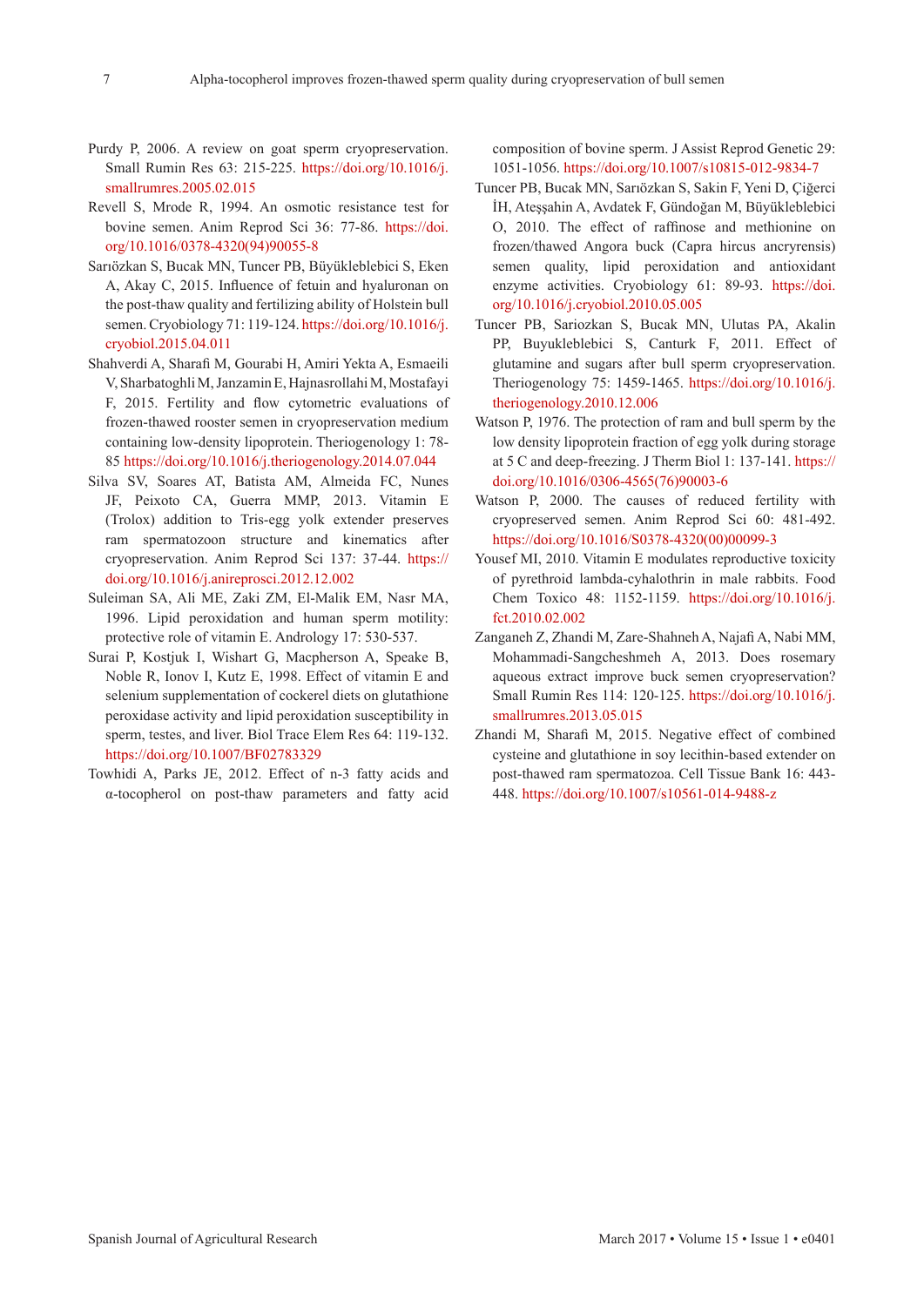Purdy P, 2006. A review on goat sperm cryopreservation. Small Rumin Res 63: 215-225. https://doi.org/10.1016/j.smallrumres.2005.02.015

Revell S, Mrode R, 1994. An osmotic resistance test for bovine semen. Anim Reprod Sci 36: 77-86. https://doi.org/10.1016/0378-4320(94)90055-8

Sarıözkan S, Bucak MN, Tuncer PB, Büyükleblebici S, Eken A, Akay C, 2015. Influence of fetuin and hyaluronan on the post-thaw quality and fertilizing ability of Holstein bull semen. Cryobiology 71: 119-124. https://doi.org/10.1016/j.cryobiol.2015.04.011

Shahverdi A, Sharafi M, Gourabi H, Amiri Yekta A, Esmaeili V, Sharbatoghli M, Janzamin E, Hajnasrollahi M, Mostafayi F, 2015. Fertility and flow cytometric evaluations of frozen-thawed rooster semen in cryopreservation medium containing low-density lipoprotein. Theriogenology 1: 78-85 https://doi.org/10.1016/j.theriogenology.2014.07.044

Silva SV, Soares AT, Batista AM, Almeida FC, Nunes JF, Peixoto CA, Guerra MMP, 2013. Vitamin E (Trolox) addition to Tris-egg yolk extender preserves ram spermatozoon structure and kinematics after cryopreservation. Anim Reprod Sci 137: 37-44. https://doi.org/10.1016/j.anireprosci.2012.12.002

Suleiman SA, Ali ME, Zaki ZM, El-Malik EM, Nasr MA, 1996. Lipid peroxidation and human sperm motility: protective role of vitamin E. Andrology 17: 530-537.

Surai P, Kostjuk I, Wishart G, Macpherson A, Speake B, Noble R, Ionov I, Kutz E, 1998. Effect of vitamin E and selenium supplementation of cockerel diets on glutathione peroxidase activity and lipid peroxidation susceptibility in sperm, testes, and liver. Biol Trace Elem Res 64: 119-132. https://doi.org/10.1007/BF02783329

Towhidi A, Parks JE, 2012. Effect of n-3 fatty acids and α-tocopherol on post-thaw parameters and fatty acid composition of bovine sperm. J Assist Reprod Genetic 29: 1051-1056. https://doi.org/10.1007/s10815-012-9834-7

Tuncer PB, Bucak MN, Sarıözkan S, Sakin F, Yeni D, Çiğerci İH, Ateşşahin A, Avdatek F, Gündoğan M, Büyükleblebici O, 2010. The effect of raffinose and methionine on frozen/thawed Angora buck (Capra hircus ancryrensis) semen quality, lipid peroxidation and antioxidant enzyme activities. Cryobiology 61: 89-93. https://doi.org/10.1016/j.cryobiol.2010.05.005

Tuncer PB, Sariozkan S, Bucak MN, Ulutas PA, Akalin PP, Buyukleblebici S, Canturk F, 2011. Effect of glutamine and sugars after bull sperm cryopreservation. Theriogenology 75: 1459-1465. https://doi.org/10.1016/j.theriogenology.2010.12.006

Watson P, 1976. The protection of ram and bull sperm by the low density lipoprotein fraction of egg yolk during storage at 5 C and deep-freezing. J Therm Biol 1: 137-141. https://doi.org/10.1016/0306-4565(76)90003-6

Watson P, 2000. The causes of reduced fertility with cryopreserved semen. Anim Reprod Sci 60: 481-492. https://doi.org/10.1016/S0378-4320(00)00099-3

Yousef MI, 2010. Vitamin E modulates reproductive toxicity of pyrethroid lambda-cyhalothrin in male rabbits. Food Chem Toxico 48: 1152-1159. https://doi.org/10.1016/j.fct.2010.02.002

Zanganeh Z, Zhandi M, Zare-Shahneh A, Najafi A, Nabi MM, Mohammadi-Sangcheshmeh A, 2013. Does rosemary aqueous extract improve buck semen cryopreservation? Small Rumin Res 114: 120-125. https://doi.org/10.1016/j.smallrumres.2013.05.015

Zhandi M, Sharafi M, 2015. Negative effect of combined cysteine and glutathione in soy lecithin-based extender on post-thawed ram spermatozoa. Cell Tissue Bank 16: 443-448. https://doi.org/10.1007/s10561-014-9488-z